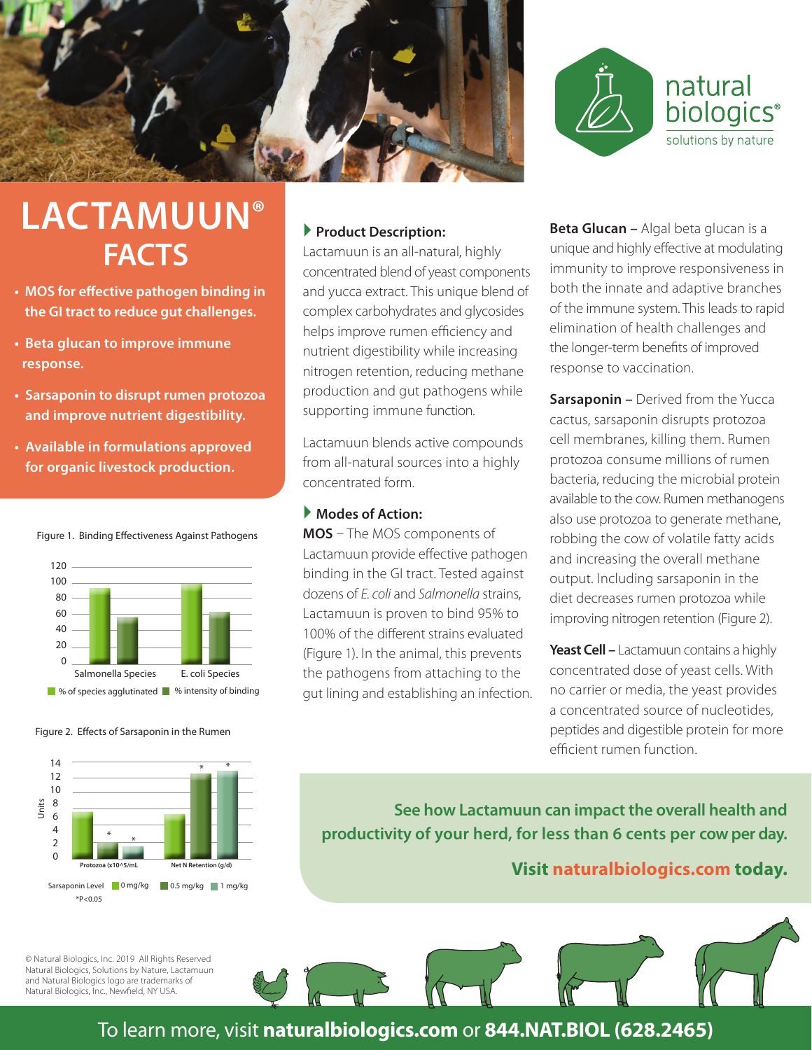natural biologics®
solutions by nature

# LACTAMUUN® FACTS

- MOS for effective pathogen binding in the GI tract to reduce gut challenges.
- Beta glucan to improve immune response.
- Sarsaponin to disrupt rumen protozoa and improve nutrient digestibility.
- Available in formulations approved for organic livestock production.

Figure 1. Binding Effectiveness Against Pathogens

Salmonella Species | E. coli Species

% of species agglutinated | % intensity of binding

Figure 2. Effects of Sarsaponin in the Rumen

Protozoa (x10^5/mL) | Net N Retention (g/d)

Sarsaponin Level: 0 mg/kg | 0.5 mg/kg | 1 mg/kg

*P<0.05

## Product Description:

Lactamuun is an all-natural, highly concentrated blend of yeast components and yucca extract. This unique blend of complex carbohydrates and glycosides helps improve rumen efficiency and nutrient digestibility while increasing nitrogen retention, reducing methane production and gut pathogens while supporting immune function.

Lactamuun blends active compounds from all-natural sources into a highly concentrated form.

## Modes of Action:

**MOS** – The MOS components of Lactamuun provide effective pathogen binding in the GI tract. Tested against dozens of *E. coli* and *Salmonella* strains, Lactamuun is proven to bind 95% to 100% of the different strains evaluated (Figure 1). In the animal, this prevents the pathogens from attaching to the gut lining and establishing an infection.

**Beta Glucan –** Algal beta glucan is a unique and highly effective at modulating immunity to improve responsiveness in both the innate and adaptive branches of the immune system. This leads to rapid elimination of health challenges and the longer-term benefits of improved response to vaccination.

**Sarsaponin –** Derived from the Yucca cactus, sarsaponin disrupts protozoa cell membranes, killing them. Rumen protozoa consume millions of rumen bacteria, reducing the microbial protein available to the cow. Rumen methanogens also use protozoa to generate methane, robbing the cow of volatile fatty acids and increasing the overall methane output. Including sarsaponin in the diet decreases rumen protozoa while improving nitrogen retention (Figure 2).

**Yeast Cell –** Lactamuun contains a highly concentrated dose of yeast cells. With no carrier or media, the yeast provides a concentrated source of nucleotides, peptides and digestible protein for more efficient rumen function.

**See how Lactamuun can impact the overall health and productivity of your herd, for less than 6 cents per cow per day.**

**Visit naturalbiologics.com today.**

© Natural Biologics, Inc. 2019 All Rights Reserved
Natural Biologics, Solutions by Nature, Lactamuun and Natural Biologics logo are trademarks of Natural Biologics, Inc., Newfield, NY USA.

To learn more, visit **naturalbiologics.com** or **844.NAT.BIOL (628.2465)**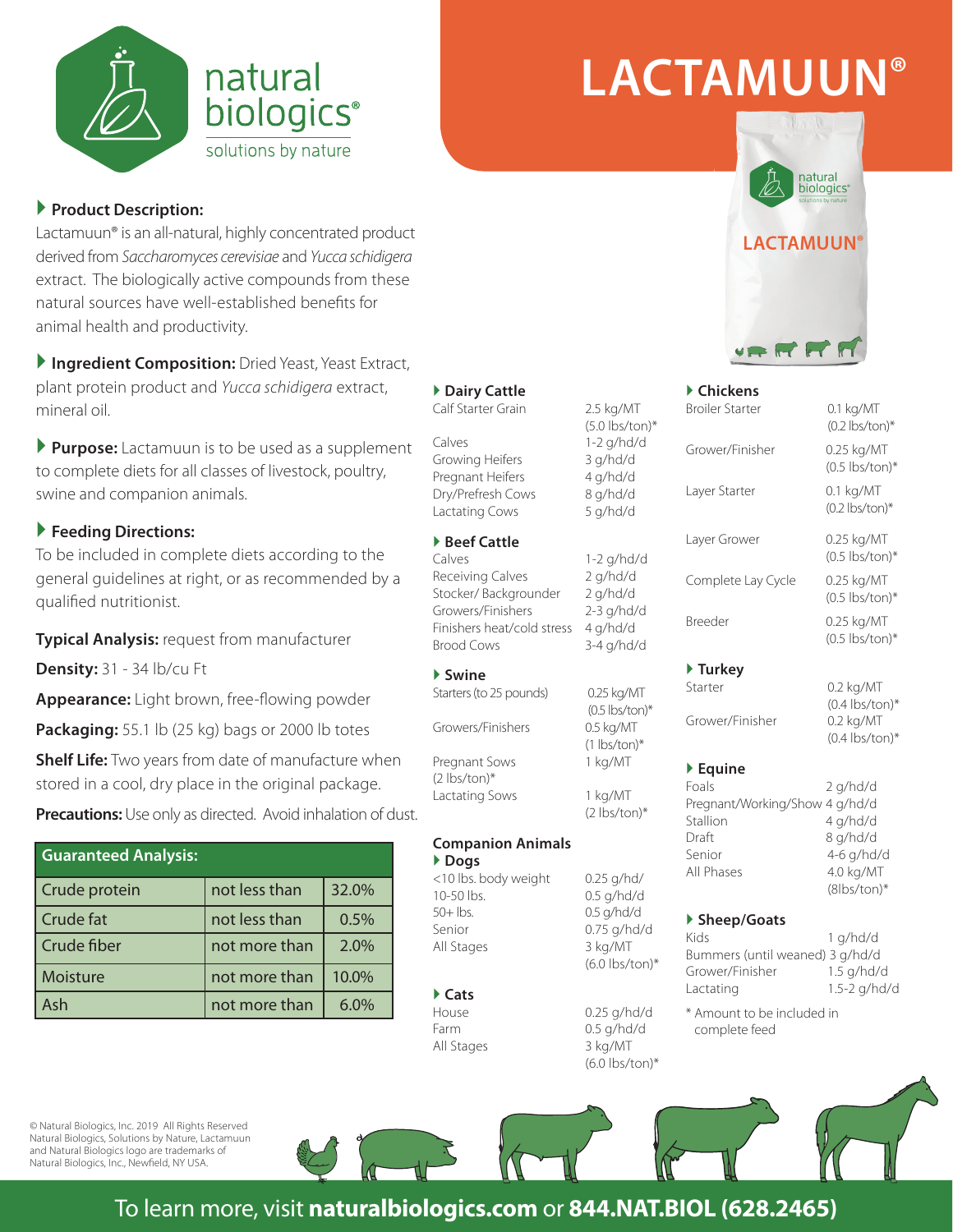natural biologics®
solutions by nature

# LACTAMUUN®

### Product Description:

Lactamuun® is an all-natural, highly concentrated product derived from *Saccharomyces cerevisiae* and *Yucca schidigera* extract. The biologically active compounds from these natural sources have well-established benefits for animal health and productivity.

### Ingredient Composition:

Dried Yeast, Yeast Extract, plant protein product and *Yucca schidigera* extract, mineral oil.

### Purpose:

Lactamuun is to be used as a supplement to complete diets for all classes of livestock, poultry, swine and companion animals.

### Feeding Directions:

To be included in complete diets according to the general guidelines at right, or as recommended by a qualified nutritionist.

**Typical Analysis:** request from manufacturer

**Density:** 31 - 34 lb/cu Ft

**Appearance:** Light brown, free-flowing powder

**Packaging:** 55.1 lb (25 kg) bags or 2000 lb totes

**Shelf Life:** Two years from date of manufacture when stored in a cool, dry place in the original package.

**Precautions:** Use only as directed. Avoid inhalation of dust.

| Guaranteed Analysis: | | |
|---|---|---|
| Crude protein | not less than | 32.0% |
| Crude fat | not less than | 0.5% |
| Crude fiber | not more than | 2.0% |
| Moisture | not more than | 10.0% |
| Ash | not more than | 6.0% |

### Dairy Cattle

| | |
|---|---|
| Calf Starter Grain | 2.5 kg/MT (5.0 lbs/ton)* |
| Calves | 1-2 g/hd/d |
| Growing Heifers | 3 g/hd/d |
| Pregnant Heifers | 4 g/hd/d |
| Dry/Prefresh Cows | 8 g/hd/d |
| Lactating Cows | 5 g/hd/d |

### Beef Cattle

| | |
|---|---|
| Calves | 1-2 g/hd/d |
| Receiving Calves | 2 g/hd/d |
| Stocker/ Backgrounder | 2 g/hd/d |
| Growers/Finishers | 2-3 g/hd/d |
| Finishers heat/cold stress | 4 g/hd/d |
| Brood Cows | 3-4 g/hd/d |

### Swine

| | |
|---|---|
| Starters (to 25 pounds) | 0.25 kg/MT (0.5 lbs/ton)* |
| Growers/Finishers | 0.5 kg/MT (1 lbs/ton)* |
| Pregnant Sows | 1 kg/MT (2 lbs/ton)* |
| Lactating Sows | 1 kg/MT (2 lbs/ton)* |

## Companion Animals

### Dogs

| | |
|---|---|
| <10 lbs. body weight | 0.25 g/hd/ |
| 10-50 lbs. | 0.5 g/hd/d |
| 50+ lbs. | 0.5 g/hd/d |
| Senior | 0.75 g/hd/d |
| All Stages | 3 kg/MT (6.0 lbs/ton)* |

### Cats

| | |
|---|---|
| House | 0.25 g/hd/d |
| Farm | 0.5 g/hd/d |
| All Stages | 3 kg/MT (6.0 lbs/ton)* |

### Chickens

| | |
|---|---|
| Broiler Starter | 0.1 kg/MT (0.2 lbs/ton)* |
| Grower/Finisher | 0.25 kg/MT (0.5 lbs/ton)* |
| Layer Starter | 0.1 kg/MT (0.2 lbs/ton)* |
| Layer Grower | 0.25 kg/MT (0.5 lbs/ton)* |
| Complete Lay Cycle | 0.25 kg/MT (0.5 lbs/ton)* |
| Breeder | 0.25 kg/MT (0.5 lbs/ton)* |

### Turkey

| | |
|---|---|
| Starter | 0.2 kg/MT (0.4 lbs/ton)* |
| Grower/Finisher | 0.2 kg/MT (0.4 lbs/ton)* |

### Equine

| | |
|---|---|
| Foals | 2 g/hd/d |
| Pregnant/Working/Show | 4 g/hd/d |
| Stallion | 4 g/hd/d |
| Draft | 8 g/hd/d |
| Senior | 4-6 g/hd/d |
| All Phases | 4.0 kg/MT (8lbs/ton)* |

### Sheep/Goats

| | |
|---|---|
| Kids | 1 g/hd/d |
| Bummers (until weaned) | 3 g/hd/d |
| Grower/Finisher | 1.5 g/hd/d |
| Lactating | 1.5-2 g/hd/d |

* Amount to be included in complete feed

© Natural Biologics, Inc. 2019 All Rights Reserved
Natural Biologics, Solutions by Nature, Lactamuun and Natural Biologics logo are trademarks of Natural Biologics, Inc., Newfield, NY USA.

To learn more, visit **naturalbiologics.com** or **844.NAT.BIOL (628.2465)**